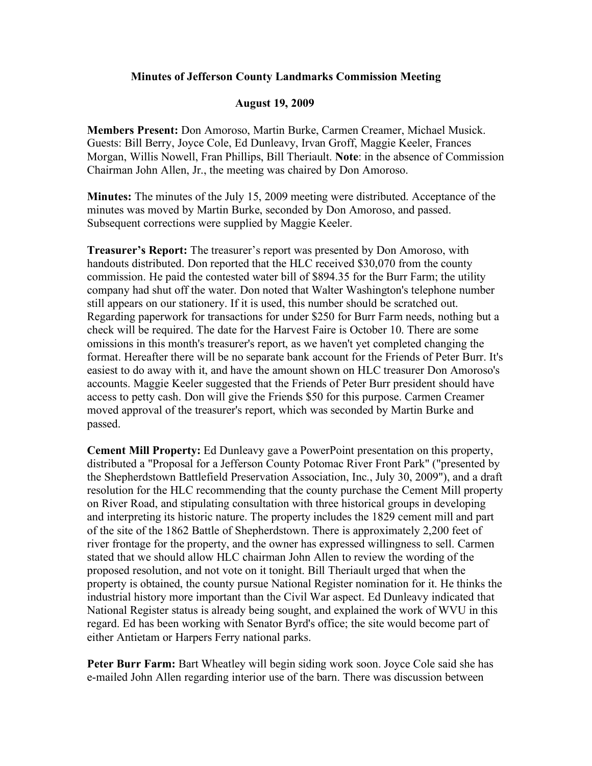# Minutes of Jefferson County Landmarks Commission Meeting

## August 19, 2009

**Members Present:** Don Amoroso, Martin Burke, Carmen Creamer, Michael Musick. Guests: Bill Berry, Joyce Cole, Ed Dunleavy, Irvan Groff, Maggie Keeler, Frances Morgan, Willis Nowell, Fran Phillips, Bill Theriault. **Note**: in the absence of Commission Chairman John Allen, Jr., the meeting was chaired by Don Amoroso.

**Minutes:** The minutes of the July 15, 2009 meeting were distributed. Acceptance of the minutes was moved by Martin Burke, seconded by Don Amoroso, and passed. Subsequent corrections were supplied by Maggie Keeler.

**Treasurer's Report:** The treasurer's report was presented by Don Amoroso, with handouts distributed. Don reported that the HLC received $30,070 from the county commission. He paid the contested water bill of $894.35 for the Burr Farm; the utility company had shut off the water. Don noted that Walter Washington's telephone number still appears on our stationery. If it is used, this number should be scratched out. Regarding paperwork for transactions for under $250 for Burr Farm needs, nothing but a check will be required. The date for the Harvest Faire is October 10. There are some omissions in this month's treasurer's report, as we haven't yet completed changing the format. Hereafter there will be no separate bank account for the Friends of Peter Burr. It's easiest to do away with it, and have the amount shown on HLC treasurer Don Amoroso's accounts. Maggie Keeler suggested that the Friends of Peter Burr president should have access to petty cash. Don will give the Friends $50 for this purpose. Carmen Creamer moved approval of the treasurer's report, which was seconded by Martin Burke and passed.

**Cement Mill Property:** Ed Dunleavy gave a PowerPoint presentation on this property, distributed a "Proposal for a Jefferson County Potomac River Front Park" ("presented by the Shepherdstown Battlefield Preservation Association, Inc., July 30, 2009"), and a draft resolution for the HLC recommending that the county purchase the Cement Mill property on River Road, and stipulating consultation with three historical groups in developing and interpreting its historic nature. The property includes the 1829 cement mill and part of the site of the 1862 Battle of Shepherdstown. There is approximately 2,200 feet of river frontage for the property, and the owner has expressed willingness to sell. Carmen stated that we should allow HLC chairman John Allen to review the wording of the proposed resolution, and not vote on it tonight. Bill Theriault urged that when the property is obtained, the county pursue National Register nomination for it. He thinks the industrial history more important than the Civil War aspect. Ed Dunleavy indicated that National Register status is already being sought, and explained the work of WVU in this regard. Ed has been working with Senator Byrd's office; the site would become part of either Antietam or Harpers Ferry national parks.

**Peter Burr Farm:** Bart Wheatley will begin siding work soon. Joyce Cole said she has e-mailed John Allen regarding interior use of the barn. There was discussion between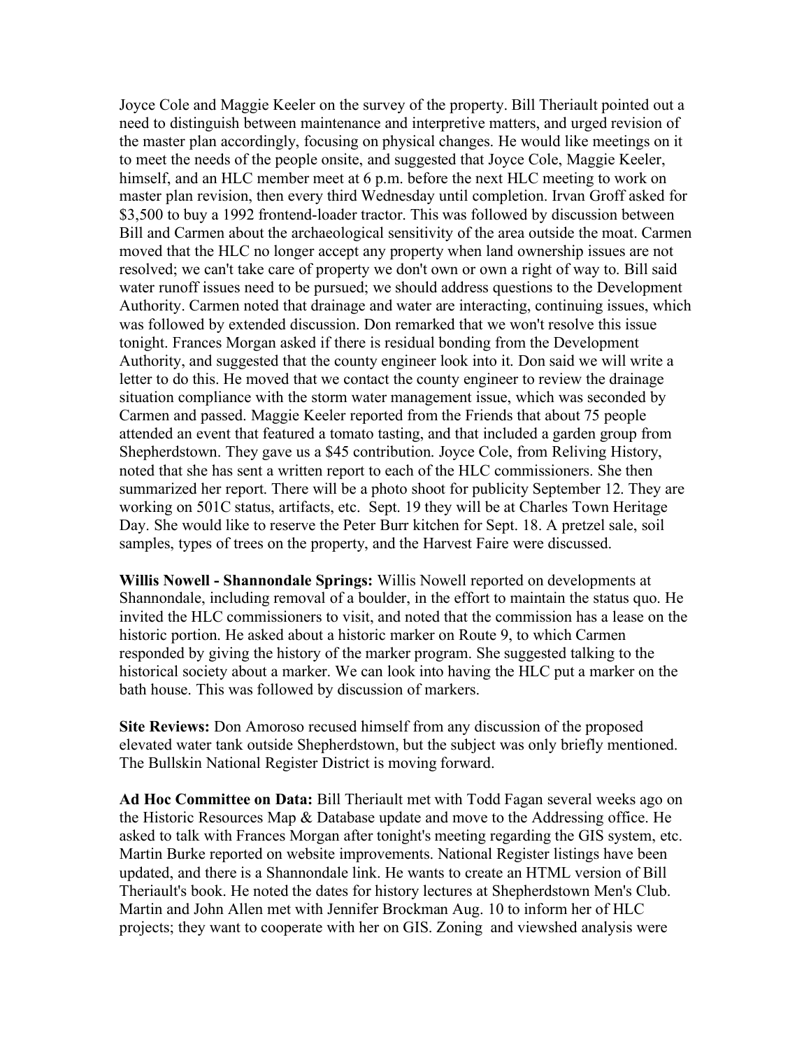Joyce Cole and Maggie Keeler on the survey of the property. Bill Theriault pointed out a need to distinguish between maintenance and interpretive matters, and urged revision of the master plan accordingly, focusing on physical changes. He would like meetings on it to meet the needs of the people onsite, and suggested that Joyce Cole, Maggie Keeler, himself, and an HLC member meet at 6 p.m. before the next HLC meeting to work on master plan revision, then every third Wednesday until completion. Irvan Groff asked for $3,500 to buy a 1992 frontend-loader tractor. This was followed by discussion between Bill and Carmen about the archaeological sensitivity of the area outside the moat. Carmen moved that the HLC no longer accept any property when land ownership issues are not resolved; we can't take care of property we don't own or own a right of way to. Bill said water runoff issues need to be pursued; we should address questions to the Development Authority. Carmen noted that drainage and water are interacting, continuing issues, which was followed by extended discussion. Don remarked that we won't resolve this issue tonight. Frances Morgan asked if there is residual bonding from the Development Authority, and suggested that the county engineer look into it. Don said we will write a letter to do this. He moved that we contact the county engineer to review the drainage situation compliance with the storm water management issue, which was seconded by Carmen and passed. Maggie Keeler reported from the Friends that about 75 people attended an event that featured a tomato tasting, and that included a garden group from Shepherdstown. They gave us a $45 contribution. Joyce Cole, from Reliving History, noted that she has sent a written report to each of the HLC commissioners. She then summarized her report. There will be a photo shoot for publicity September 12. They are working on 501C status, artifacts, etc. Sept. 19 they will be at Charles Town Heritage Day. She would like to reserve the Peter Burr kitchen for Sept. 18. A pretzel sale, soil samples, types of trees on the property, and the Harvest Faire were discussed.

**Willis Nowell - Shannondale Springs:** Willis Nowell reported on developments at Shannondale, including removal of a boulder, in the effort to maintain the status quo. He invited the HLC commissioners to visit, and noted that the commission has a lease on the historic portion. He asked about a historic marker on Route 9, to which Carmen responded by giving the history of the marker program. She suggested talking to the historical society about a marker. We can look into having the HLC put a marker on the bath house. This was followed by discussion of markers.

**Site Reviews:** Don Amoroso recused himself from any discussion of the proposed elevated water tank outside Shepherdstown, but the subject was only briefly mentioned. The Bullskin National Register District is moving forward.

**Ad Hoc Committee on Data:** Bill Theriault met with Todd Fagan several weeks ago on the Historic Resources Map & Database update and move to the Addressing office. He asked to talk with Frances Morgan after tonight's meeting regarding the GIS system, etc. Martin Burke reported on website improvements. National Register listings have been updated, and there is a Shannondale link. He wants to create an HTML version of Bill Theriault's book. He noted the dates for history lectures at Shepherdstown Men's Club. Martin and John Allen met with Jennifer Brockman Aug. 10 to inform her of HLC projects; they want to cooperate with her on GIS. Zoning and viewshed analysis were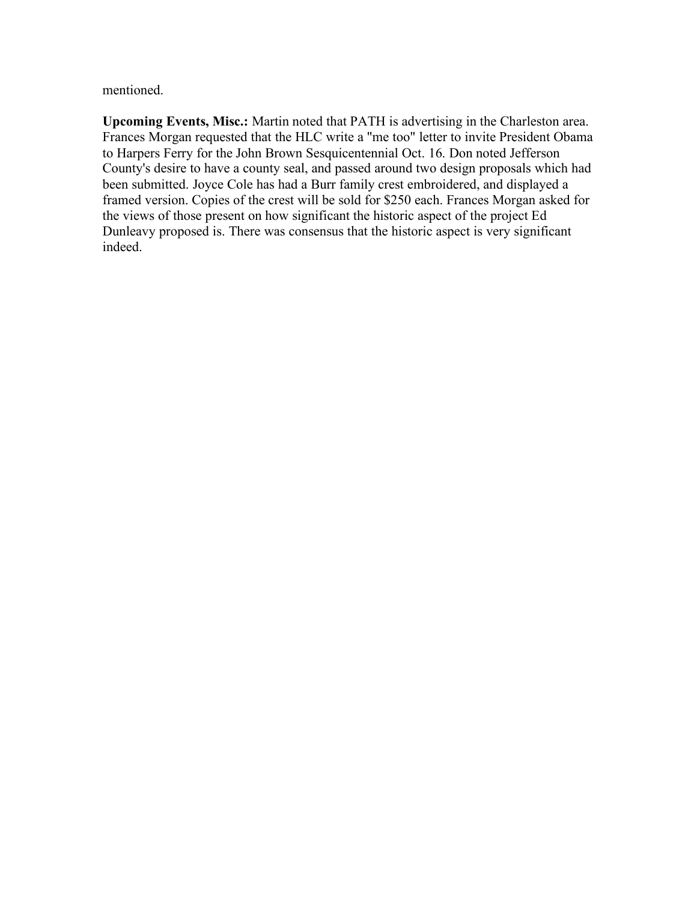mentioned.

**Upcoming Events, Misc.:** Martin noted that PATH is advertising in the Charleston area. Frances Morgan requested that the HLC write a "me too" letter to invite President Obama to Harpers Ferry for the John Brown Sesquicentennial Oct. 16. Don noted Jefferson County's desire to have a county seal, and passed around two design proposals which had been submitted. Joyce Cole has had a Burr family crest embroidered, and displayed a framed version. Copies of the crest will be sold for $250 each. Frances Morgan asked for the views of those present on how significant the historic aspect of the project Ed Dunleavy proposed is. There was consensus that the historic aspect is very significant indeed.